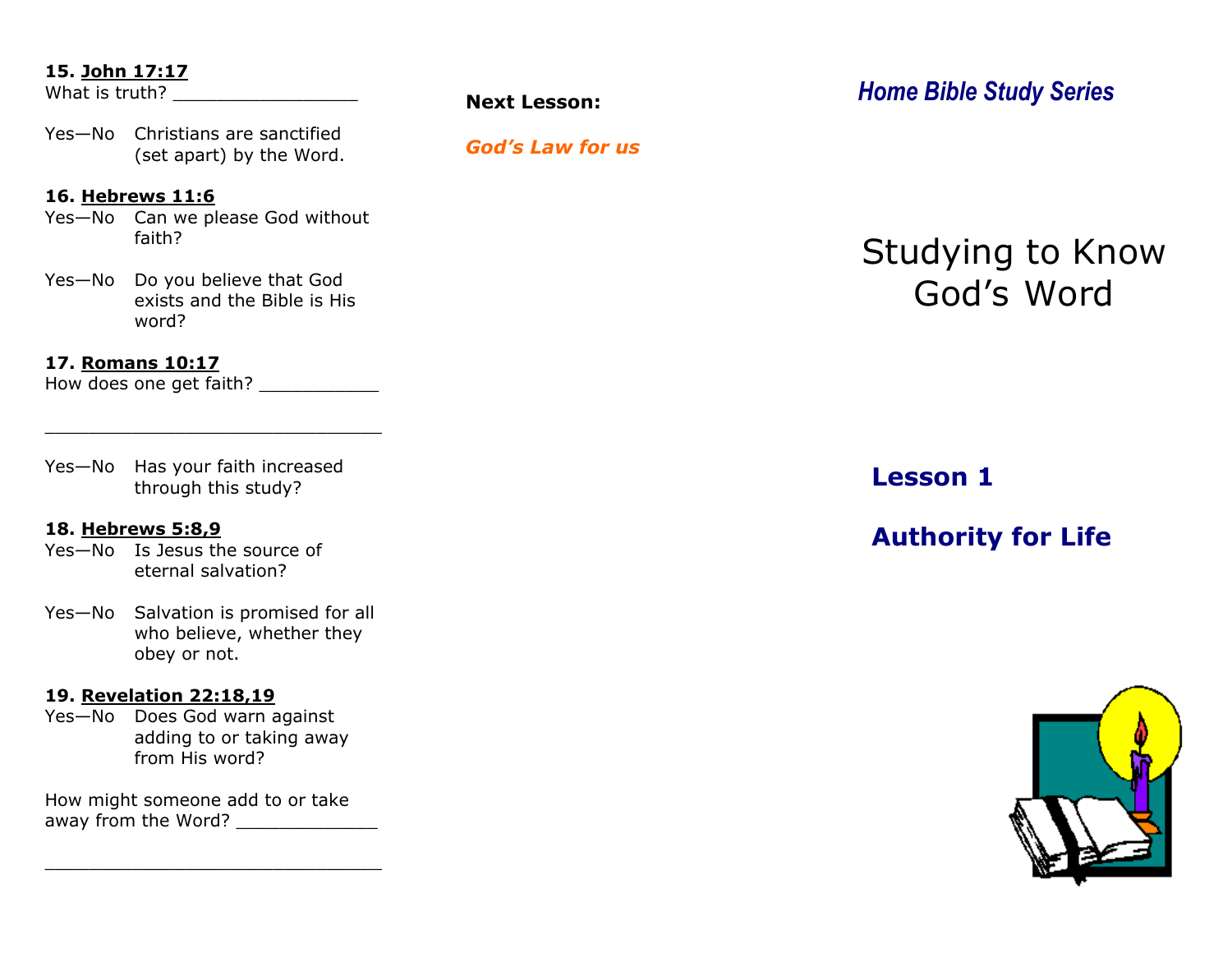**15. John 17:17**
What is truth? _________________

Yes—No   Christians are sanctified (set apart) by the Word.

**16. Hebrews 11:6**
Yes—No   Can we please God without faith?

Yes—No   Do you believe that God exists and the Bible is His word?

**17. Romans 10:17**
How does one get faith? ___________

________________________________

Yes—No   Has your faith increased through this study?

**18. Hebrews 5:8,9**
Yes—No   Is Jesus the source of eternal salvation?

Yes—No   Salvation is promised for all who believe, whether they obey or not.

**19. Revelation 22:18,19**
Yes—No   Does God warn against adding to or taking away from His word?

How might someone add to or take away from the Word? _____________

________________________________

**Next Lesson:**

***God's Law for us***

***Home Bible Study Series***

# Studying to Know God's Word

## Lesson 1

## Authority for Life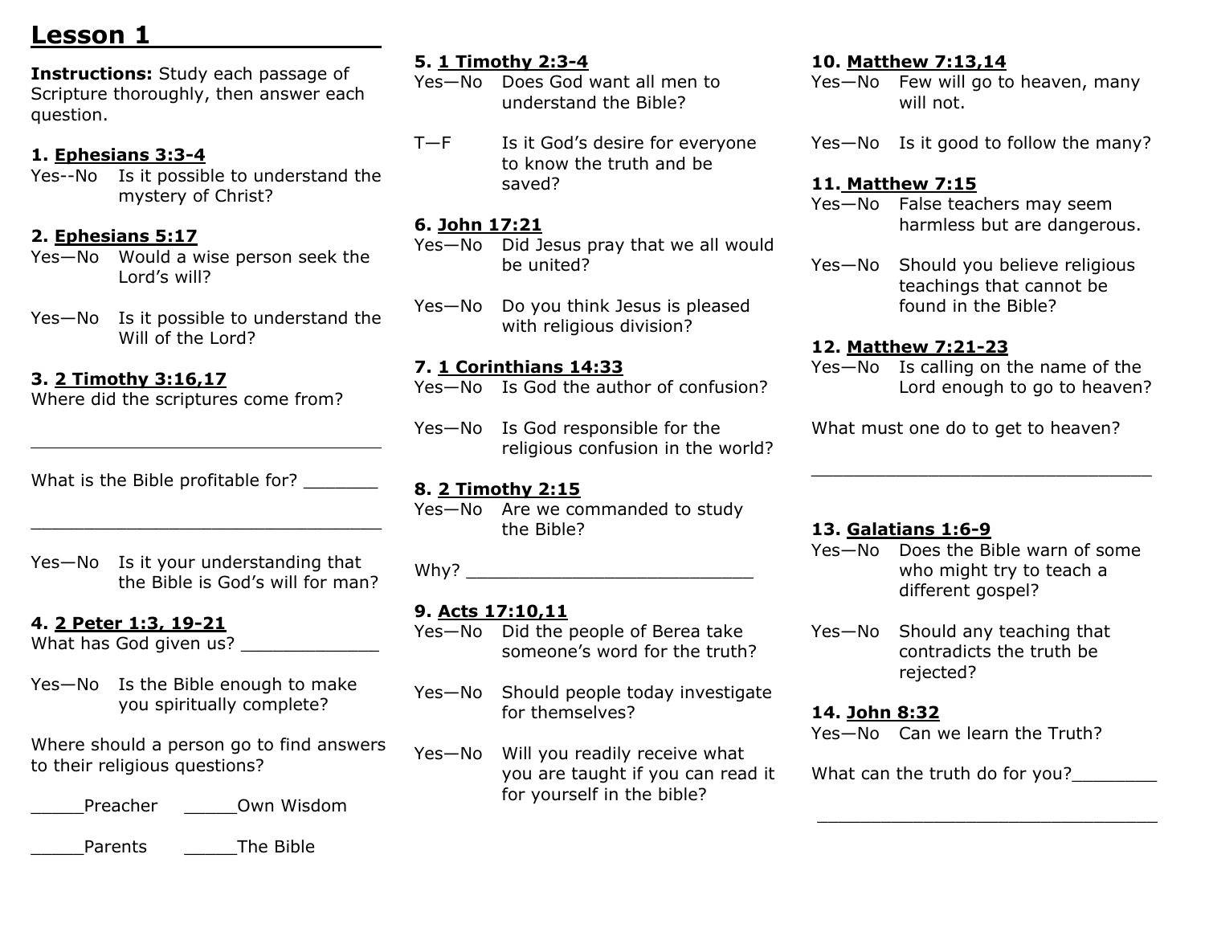# Lesson 1

**Instructions:** Study each passage of Scripture thoroughly, then answer each question.

**1. Ephesians 3:3-4**

Yes--No Is it possible to understand the mystery of Christ?

**2. Ephesians 5:17**

Yes—No Would a wise person seek the Lord's will?

Yes—No Is it possible to understand the Will of the Lord?

**3. 2 Timothy 3:16,17**

Where did the scriptures come from?

_________________________________

What is the Bible profitable for? _______

_________________________________

Yes—No Is it your understanding that the Bible is God's will for man?

**4. 2 Peter 1:3, 19-21**

What has God given us? _____________

Yes—No Is the Bible enough to make you spiritually complete?

Where should a person go to find answers to their religious questions?

_____Preacher _____Own Wisdom

_____Parents _____The Bible

**5. 1 Timothy 2:3-4**

Yes—No Does God want all men to understand the Bible?

T—F Is it God's desire for everyone to know the truth and be saved?

**6. John 17:21**

Yes—No Did Jesus pray that we all would be united?

Yes—No Do you think Jesus is pleased with religious division?

**7. 1 Corinthians 14:33**

Yes—No Is God the author of confusion?

Yes—No Is God responsible for the religious confusion in the world?

**8. 2 Timothy 2:15**

Yes—No Are we commanded to study the Bible?

Why? ___________________________

**9. Acts 17:10,11**

Yes—No Did the people of Berea take someone's word for the truth?

Yes—No Should people today investigate for themselves?

Yes—No Will you readily receive what you are taught if you can read it for yourself in the bible?

**10. Matthew 7:13,14**

Yes—No Few will go to heaven, many will not.

Yes—No Is it good to follow the many?

**11. Matthew 7:15**

Yes—No False teachers may seem harmless but are dangerous.

Yes—No Should you believe religious teachings that cannot be found in the Bible?

**12. Matthew 7:21-23**

Yes—No Is calling on the name of the Lord enough to go to heaven?

What must one do to get to heaven?

_________________________________

**13. Galatians 1:6-9**

Yes—No Does the Bible warn of some who might try to teach a different gospel?

Yes—No Should any teaching that contradicts the truth be rejected?

**14. John 8:32**

Yes—No Can we learn the Truth?

What can the truth do for you?________

_________________________________